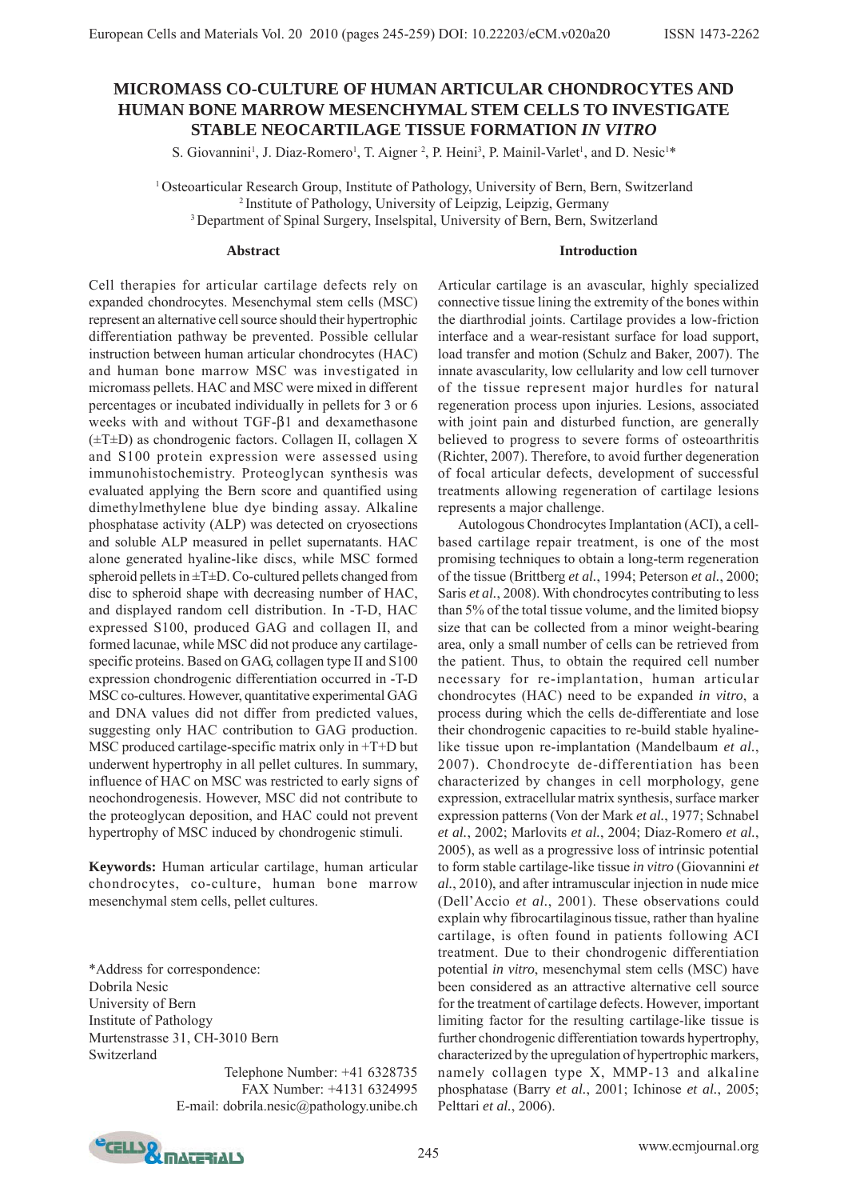# MICROMASS CO-CULTURE OF HUMAN ARTICULAR CHONDROCYTES AND HUMAN BONE MARROW MESENCHYMAL STEM CELLS TO INVESTIGATE STABLE NEOCARTILAGE TISSUE FORMATION *IN VITRO*

S. Giovannini[1], J. Diaz-Romero[1], T. Aigner [2], P. Heini[3], P. Mainil-Varlet[1], and D. Nesic[1]*

[1] Osteoarticular Research Group, Institute of Pathology, University of Bern, Bern, Switzerland
[2] Institute of Pathology, University of Leipzig, Leipzig, Germany
[3] Department of Spinal Surgery, Inselspital, University of Bern, Bern, Switzerland

## Abstract

Cell therapies for articular cartilage defects rely on expanded chondrocytes. Mesenchymal stem cells (MSC) represent an alternative cell source should their hypertrophic differentiation pathway be prevented. Possible cellular instruction between human articular chondrocytes (HAC) and human bone marrow MSC was investigated in micromass pellets. HAC and MSC were mixed in different percentages or incubated individually in pellets for 3 or 6 weeks with and without TGF-β1 and dexamethasone (±T±D) as chondrogenic factors. Collagen II, collagen X and S100 protein expression were assessed using immunohistochemistry. Proteoglycan synthesis was evaluated applying the Bern score and quantified using dimethylmethylene blue dye binding assay. Alkaline phosphatase activity (ALP) was detected on cryosections and soluble ALP measured in pellet supernatants. HAC alone generated hyaline-like discs, while MSC formed spheroid pellets in ±T±D. Co-cultured pellets changed from disc to spheroid shape with decreasing number of HAC, and displayed random cell distribution. In -T-D, HAC expressed S100, produced GAG and collagen II, and formed lacunae, while MSC did not produce any cartilage-specific proteins. Based on GAG, collagen type II and S100 expression chondrogenic differentiation occurred in -T-D MSC co-cultures. However, quantitative experimental GAG and DNA values did not differ from predicted values, suggesting only HAC contribution to GAG production. MSC produced cartilage-specific matrix only in +T+D but underwent hypertrophy in all pellet cultures. In summary, influence of HAC on MSC was restricted to early signs of neochondrogenesis. However, MSC did not contribute to the proteoglycan deposition, and HAC could not prevent hypertrophy of MSC induced by chondrogenic stimuli.

**Keywords:** Human articular cartilage, human articular chondrocytes, co-culture, human bone marrow mesenchymal stem cells, pellet cultures.

*Address for correspondence:
Dobrila Nesic
University of Bern
Institute of Pathology
Murtenstrasse 31, CH-3010 Bern
Switzerland

Telephone Number: +41 6328735
FAX Number: +4131 6324995
E-mail: dobrila.nesic@pathology.unibe.ch

## Introduction

Articular cartilage is an avascular, highly specialized connective tissue lining the extremity of the bones within the diarthrodial joints. Cartilage provides a low-friction interface and a wear-resistant surface for load support, load transfer and motion (Schulz and Baker, 2007). The innate avascularity, low cellularity and low cell turnover of the tissue represent major hurdles for natural regeneration process upon injuries. Lesions, associated with joint pain and disturbed function, are generally believed to progress to severe forms of osteoarthritis (Richter, 2007). Therefore, to avoid further degeneration of focal articular defects, development of successful treatments allowing regeneration of cartilage lesions represents a major challenge.

Autologous Chondrocytes Implantation (ACI), a cell-based cartilage repair treatment, is one of the most promising techniques to obtain a long-term regeneration of the tissue (Brittberg *et al.*, 1994; Peterson *et al.*, 2000; Saris *et al.*, 2008). With chondrocytes contributing to less than 5% of the total tissue volume, and the limited biopsy size that can be collected from a minor weight-bearing area, only a small number of cells can be retrieved from the patient. Thus, to obtain the required cell number necessary for re-implantation, human articular chondrocytes (HAC) need to be expanded *in vitro*, a process during which the cells de-differentiate and lose their chondrogenic capacities to re-build stable hyaline-like tissue upon re-implantation (Mandelbaum *et al.*, 2007). Chondrocyte de-differentiation has been characterized by changes in cell morphology, gene expression, extracellular matrix synthesis, surface marker expression patterns (Von der Mark *et al.*, 1977; Schnabel *et al.*, 2002; Marlovits *et al.*, 2004; Diaz-Romero *et al.*, 2005), as well as a progressive loss of intrinsic potential to form stable cartilage-like tissue *in vitro* (Giovannini *et al.*, 2010), and after intramuscular injection in nude mice (Dell'Accio *et al.*, 2001). These observations could explain why fibrocartilaginous tissue, rather than hyaline cartilage, is often found in patients following ACI treatment. Due to their chondrogenic differentiation potential *in vitro*, mesenchymal stem cells (MSC) have been considered as an attractive alternative cell source for the treatment of cartilage defects. However, important limiting factor for the resulting cartilage-like tissue is further chondrogenic differentiation towards hypertrophy, characterized by the upregulation of hypertrophic markers, namely collagen type X, MMP-13 and alkaline phosphatase (Barry *et al.*, 2001; Ichinose *et al.*, 2005; Pelttari *et al.*, 2006).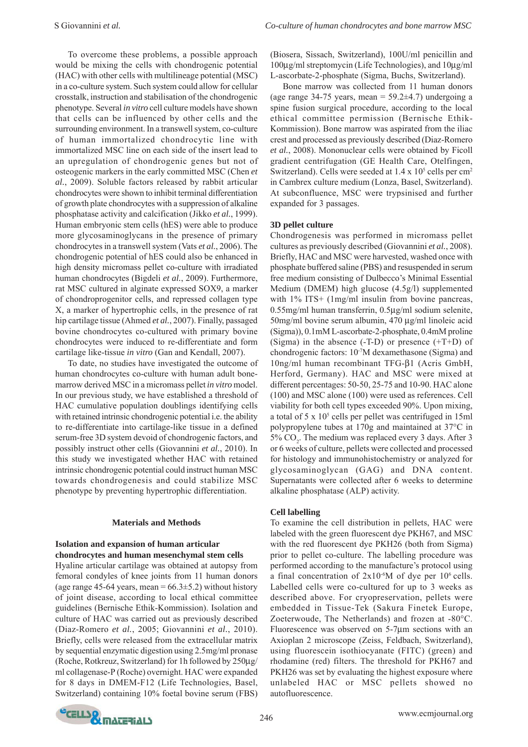To overcome these problems, a possible approach would be mixing the cells with chondrogenic potential (HAC) with other cells with multilineage potential (MSC) in a co-culture system. Such system could allow for cellular crosstalk, instruction and stabilisation of the chondrogenic phenotype. Several *in vitro* cell culture models have shown that cells can be influenced by other cells and the surrounding environment. In a transwell system, co-culture of human immortalized chondrocytic line with immortalized MSC line on each side of the insert lead to an upregulation of chondrogenic genes but not of osteogenic markers in the early committed MSC (Chen *et al.*, 2009). Soluble factors released by rabbit articular chondrocytes were shown to inhibit terminal differentiation of growth plate chondrocytes with a suppression of alkaline phosphatase activity and calcification (Jikko *et al.*, 1999). Human embryonic stem cells (hES) were able to produce more glycosaminoglycans in the presence of primary chondrocytes in a transwell system (Vats *et al.*, 2006). The chondrogenic potential of hES could also be enhanced in high density micromass pellet co-culture with irradiated human chondrocytes (Bigdeli *et al.*, 2009). Furthermore, rat MSC cultured in alginate expressed SOX9, a marker of chondroprogenitor cells, and repressed collagen type X, a marker of hypertrophic cells, in the presence of rat hip cartilage tissue (Ahmed *et al.*, 2007). Finally, passaged bovine chondrocytes co-cultured with primary bovine chondrocytes were induced to re-differentiate and form cartilage like-tissue *in vitro* (Gan and Kendall, 2007).

To date, no studies have investigated the outcome of human chondrocytes co-culture with human adult bone-marrow derived MSC in a micromass pellet *in vitro* model. In our previous study, we have established a threshold of HAC cumulative population doublings identifying cells with retained intrinsic chondrogenic potential i.e. the ability to re-differentiate into cartilage-like tissue in a defined serum-free 3D system devoid of chondrogenic factors, and possibly instruct other cells (Giovannini *et al.*, 2010). In this study we investigated whether HAC with retained intrinsic chondrogenic potential could instruct human MSC towards chondrogenesis and could stabilize MSC phenotype by preventing hypertrophic differentiation.

## Materials and Methods

### Isolation and expansion of human articular chondrocytes and human mesenchymal stem cells

Hyaline articular cartilage was obtained at autopsy from femoral condyles of knee joints from 11 human donors (age range 45-64 years, mean = 66.3±5.2) without history of joint disease, according to local ethical committee guidelines (Bernische Ethik-Kommission). Isolation and culture of HAC was carried out as previously described (Diaz-Romero *et al.*, 2005; Giovannini *et al.*, 2010). Briefly, cells were released from the extracellular matrix by sequential enzymatic digestion using 2.5mg/ml pronase (Roche, Rotkreuz, Switzerland) for 1h followed by 250µg/ml collagenase-P (Roche) overnight. HAC were expanded for 8 days in DMEM-F12 (Life Technologies, Basel, Switzerland) containing 10% foetal bovine serum (FBS) (Biosera, Sissach, Switzerland), 100U/ml penicillin and 100µg/ml streptomycin (Life Technologies), and 10µg/ml L-ascorbate-2-phosphate (Sigma, Buchs, Switzerland).

Bone marrow was collected from 11 human donors (age range 34-75 years, mean = 59.2±4.7) undergoing a spine fusion surgical procedure, according to the local ethical committee permission (Bernische Ethik-Kommission). Bone marrow was aspirated from the iliac crest and processed as previously described (Diaz-Romero *et al.*, 2008). Mononuclear cells were obtained by Ficoll gradient centrifugation (GE Health Care, Otelfingen, Switzerland). Cells were seeded at $1.4 \times 10^5$ cells per $cm^2$ in Cambrex culture medium (Lonza, Basel, Switzerland). At subconfluence, MSC were trypsinised and further expanded for 3 passages.

### 3D pellet culture

Chondrogenesis was performed in micromass pellet cultures as previously described (Giovannini *et al.*, 2008). Briefly, HAC and MSC were harvested, washed once with phosphate buffered saline (PBS) and resuspended in serum free medium consisting of Dulbecco's Minimal Essential Medium (DMEM) high glucose (4.5g/l) supplemented with 1% ITS+ (1mg/ml insulin from bovine pancreas, 0.55mg/ml human transferrin, 0.5µg/ml sodium selenite, 50mg/ml bovine serum albumin, 470 µg/ml linoleic acid (Sigma)), 0.1mM L-ascorbate-2-phosphate, 0.4mM proline (Sigma) in the absence (-T-D) or presence (+T+D) of chondrogenic factors: $10^{-7}$M dexamethasone (Sigma) and 10ng/ml human recombinant TFG-β1 (Acris GmbH, Herford, Germany). HAC and MSC were mixed at different percentages: 50-50, 25-75 and 10-90. HAC alone (100) and MSC alone (100) were used as references. Cell viability for both cell types exceeded 90%. Upon mixing, a total of $5 \times 10^5$ cells per pellet was centrifuged in 15ml polypropylene tubes at 170g and maintained at 37°C in 5% $CO_2$. The medium was replaced every 3 days. After 3 or 6 weeks of culture, pellets were collected and processed for histology and immunohistochemistry or analyzed for glycosaminoglycan (GAG) and DNA content. Supernatants were collected after 6 weeks to determine alkaline phosphatase (ALP) activity.

### Cell labelling

To examine the cell distribution in pellets, HAC were labeled with the green fluorescent dye PKH67, and MSC with the red fluorescent dye PKH26 (both from Sigma) prior to pellet co-culture. The labelling procedure was performed according to the manufacture's protocol using a final concentration of $2 \times 10^{-6}$M of dye per $10^6$ cells. Labelled cells were co-cultured for up to 3 weeks as described above. For cryopreservation, pellets were embedded in Tissue-Tek (Sakura Finetek Europe, Zoeterwoude, The Netherlands) and frozen at -80°C. Fluorescence was observed on 5-7µm sections with an Axioplan 2 microscope (Zeiss, Feldbach, Switzerland), using fluorescein isothiocyanate (FITC) (green) and rhodamine (red) filters. The threshold for PKH67 and PKH26 was set by evaluating the highest exposure where unlabeled HAC or MSC pellets showed no autofluorescence.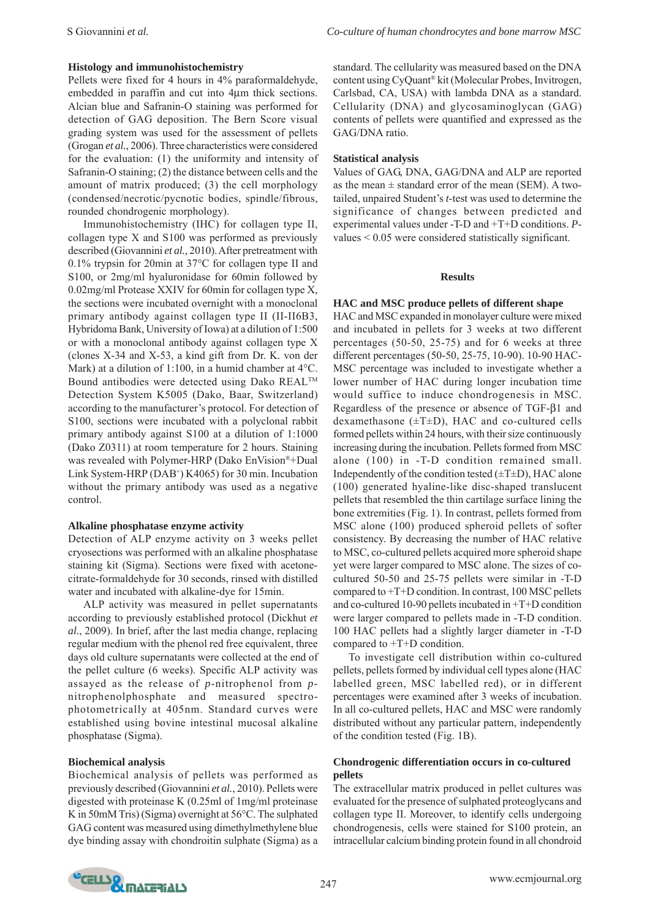### Histology and immunohistochemistry

Pellets were fixed for 4 hours in 4% paraformaldehyde, embedded in paraffin and cut into 4μm thick sections. Alcian blue and Safranin-O staining was performed for detection of GAG deposition. The Bern Score visual grading system was used for the assessment of pellets (Grogan *et al.*, 2006). Three characteristics were considered for the evaluation: (1) the uniformity and intensity of Safranin-O staining; (2) the distance between cells and the amount of matrix produced; (3) the cell morphology (condensed/necrotic/pycnotic bodies, spindle/fibrous, rounded chondrogenic morphology).

Immunohistochemistry (IHC) for collagen type II, collagen type X and S100 was performed as previously described (Giovannini *et al.*, 2010). After pretreatment with 0.1% trypsin for 20min at 37°C for collagen type II and S100, or 2mg/ml hyaluronidase for 60min followed by 0.02mg/ml Protease XXIV for 60min for collagen type X, the sections were incubated overnight with a monoclonal primary antibody against collagen type II (II-II6B3, Hybridoma Bank, University of Iowa) at a dilution of 1:500 or with a monoclonal antibody against collagen type X (clones X-34 and X-53, a kind gift from Dr. K. von der Mark) at a dilution of 1:100, in a humid chamber at 4°C. Bound antibodies were detected using Dako REAL™ Detection System K5005 (Dako, Baar, Switzerland) according to the manufacturer's protocol. For detection of S100, sections were incubated with a polyclonal rabbit primary antibody against S100 at a dilution of 1:1000 (Dako Z0311) at room temperature for 2 hours. Staining was revealed with Polymer-HRP (Dako EnVision®+Dual Link System-HRP (DAB+) K4065) for 30 min. Incubation without the primary antibody was used as a negative control.

### Alkaline phosphatase enzyme activity

Detection of ALP enzyme activity on 3 weeks pellet cryosections was performed with an alkaline phosphatase staining kit (Sigma). Sections were fixed with acetone-citrate-formaldehyde for 30 seconds, rinsed with distilled water and incubated with alkaline-dye for 15min.

ALP activity was measured in pellet supernatants according to previously established protocol (Dickhut *et al.*, 2009). In brief, after the last media change, replacing regular medium with the phenol red free equivalent, three days old culture supernatants were collected at the end of the pellet culture (6 weeks). Specific ALP activity was assayed as the release of *p*-nitrophenol from *p*-nitrophenolphosphate and measured spectrophotometrically at 405nm. Standard curves were established using bovine intestinal mucosal alkaline phosphatase (Sigma).

### Biochemical analysis

Biochemical analysis of pellets was performed as previously described (Giovannini *et al.*, 2010). Pellets were digested with proteinase K (0.25ml of 1mg/ml proteinase K in 50mM Tris) (Sigma) overnight at 56°C. The sulphated GAG content was measured using dimethylmethylene blue dye binding assay with chondroitin sulphate (Sigma) as a standard. The cellularity was measured based on the DNA content using CyQuant® kit (Molecular Probes, Invitrogen, Carlsbad, CA, USA) with lambda DNA as a standard. Cellularity (DNA) and glycosaminoglycan (GAG) contents of pellets were quantified and expressed as the GAG/DNA ratio.

### Statistical analysis

Values of GAG, DNA, GAG/DNA and ALP are reported as the mean ± standard error of the mean (SEM). A two-tailed, unpaired Student's *t*-test was used to determine the significance of changes between predicted and experimental values under -T-D and +T+D conditions. *P*-values < 0.05 were considered statistically significant.

## Results

### HAC and MSC produce pellets of different shape

HAC and MSC expanded in monolayer culture were mixed and incubated in pellets for 3 weeks at two different percentages (50-50, 25-75) and for 6 weeks at three different percentages (50-50, 25-75, 10-90). 10-90 HAC-MSC percentage was included to investigate whether a lower number of HAC during longer incubation time would suffice to induce chondrogenesis in MSC. Regardless of the presence or absence of TGF-β1 and dexamethasone (±T±D), HAC and co-cultured cells formed pellets within 24 hours, with their size continuously increasing during the incubation. Pellets formed from MSC alone (100) in -T-D condition remained small. Independently of the condition tested (±T±D), HAC alone (100) generated hyaline-like disc-shaped translucent pellets that resembled the thin cartilage surface lining the bone extremities (Fig. 1). In contrast, pellets formed from MSC alone (100) produced spheroid pellets of softer consistency. By decreasing the number of HAC relative to MSC, co-cultured pellets acquired more spheroid shape yet were larger compared to MSC alone. The sizes of co-cultured 50-50 and 25-75 pellets were similar in -T-D compared to +T+D condition. In contrast, 100 MSC pellets and co-cultured 10-90 pellets incubated in +T+D condition were larger compared to pellets made in -T-D condition. 100 HAC pellets had a slightly larger diameter in -T-D compared to +T+D condition.

To investigate cell distribution within co-cultured pellets, pellets formed by individual cell types alone (HAC labelled green, MSC labelled red), or in different percentages were examined after 3 weeks of incubation. In all co-cultured pellets, HAC and MSC were randomly distributed without any particular pattern, independently of the condition tested (Fig. 1B).

### Chondrogenic differentiation occurs in co-cultured pellets

The extracellular matrix produced in pellet cultures was evaluated for the presence of sulphated proteoglycans and collagen type II. Moreover, to identify cells undergoing chondrogenesis, cells were stained for S100 protein, an intracellular calcium binding protein found in all chondroid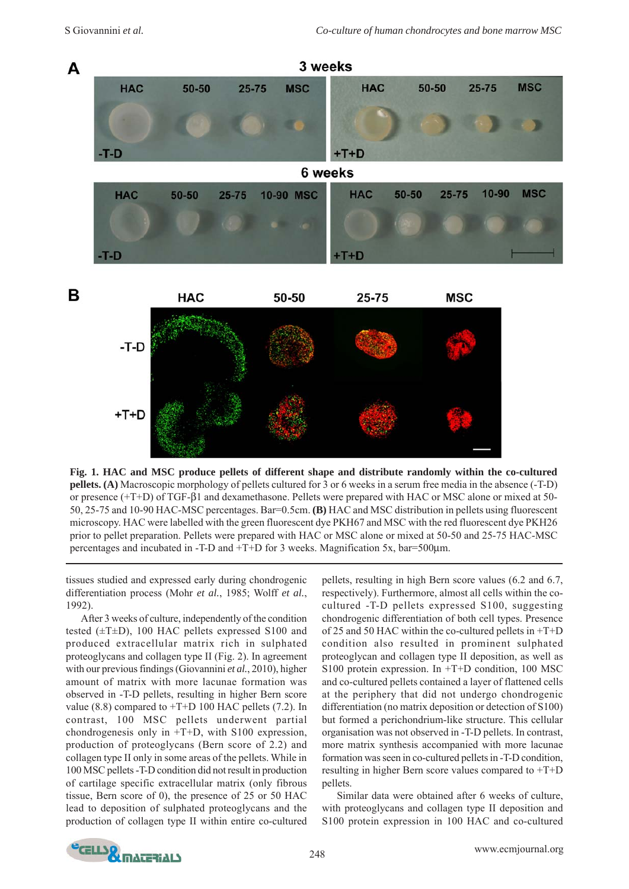**Fig. 1. HAC and MSC produce pellets of different shape and distribute randomly within the co-cultured pellets. (A)** Macroscopic morphology of pellets cultured for 3 or 6 weeks in a serum free media in the absence (-T-D) or presence (+T+D) of TGF-β1 and dexamethasone. Pellets were prepared with HAC or MSC alone or mixed at 50-50, 25-75 and 10-90 HAC-MSC percentages. Bar=0.5cm. **(B)** HAC and MSC distribution in pellets using fluorescent microscopy. HAC were labelled with the green fluorescent dye PKH67 and MSC with the red fluorescent dye PKH26 prior to pellet preparation. Pellets were prepared with HAC or MSC alone or mixed at 50-50 and 25-75 HAC-MSC percentages and incubated in -T-D and +T+D for 3 weeks. Magnification 5x, bar=500µm.

tissues studied and expressed early during chondrogenic differentiation process (Mohr *et al.*, 1985; Wolff *et al.*, 1992).

After 3 weeks of culture, independently of the condition tested (±T±D), 100 HAC pellets expressed S100 and produced extracellular matrix rich in sulphated proteoglycans and collagen type II (Fig. 2). In agreement with our previous findings (Giovannini *et al.*, 2010), higher amount of matrix with more lacunae formation was observed in -T-D pellets, resulting in higher Bern score value (8.8) compared to +T+D 100 HAC pellets (7.2). In contrast, 100 MSC pellets underwent partial chondrogenesis only in +T+D, with S100 expression, production of proteoglycans (Bern score of 2.2) and collagen type II only in some areas of the pellets. While in 100 MSC pellets -T-D condition did not result in production of cartilage specific extracellular matrix (only fibrous tissue, Bern score of 0), the presence of 25 or 50 HAC lead to deposition of sulphated proteoglycans and the production of collagen type II within entire co-cultured pellets, resulting in high Bern score values (6.2 and 6.7, respectively). Furthermore, almost all cells within the co-cultured -T-D pellets expressed S100, suggesting chondrogenic differentiation of both cell types. Presence of 25 or 50 HAC within the co-cultured pellets in +T+D condition also resulted in prominent sulphated proteoglycan and collagen type II deposition, as well as S100 protein expression. In +T+D condition, 100 MSC and co-cultured pellets contained a layer of flattened cells at the periphery that did not undergo chondrogenic differentiation (no matrix deposition or detection of S100) but formed a perichondrium-like structure. This cellular organisation was not observed in -T-D pellets. In contrast, more matrix synthesis accompanied with more lacunae formation was seen in co-cultured pellets in -T-D condition, resulting in higher Bern score values compared to +T+D pellets.

Similar data were obtained after 6 weeks of culture, with proteoglycans and collagen type II deposition and S100 protein expression in 100 HAC and co-cultured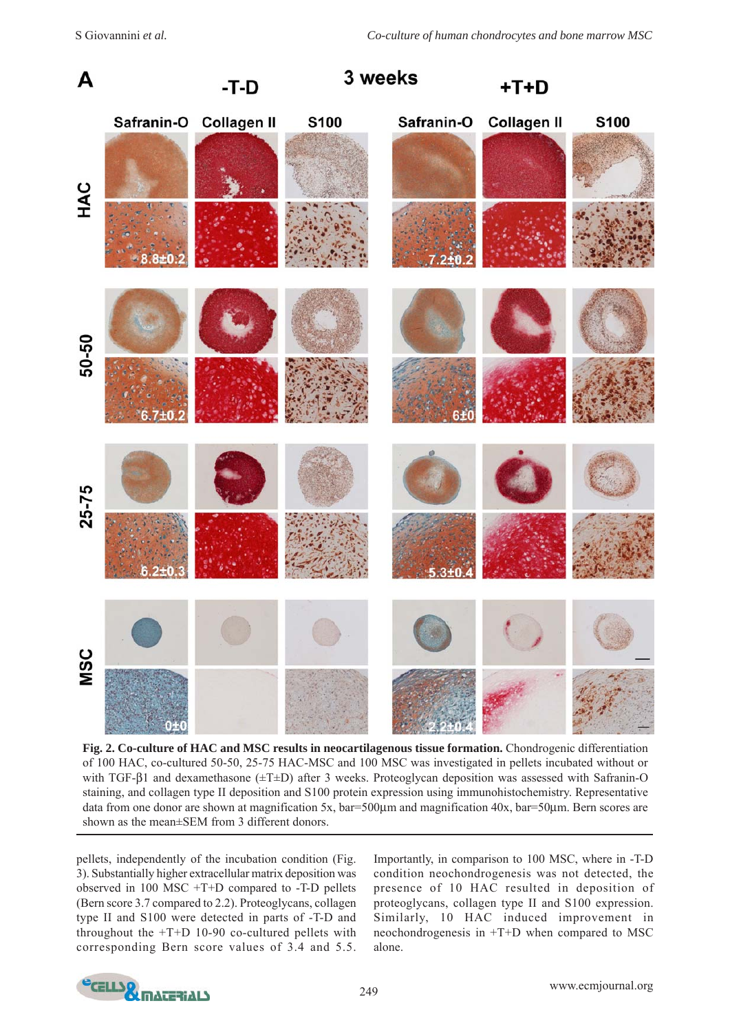**Fig. 2. Co-culture of HAC and MSC results in neocartilagenous tissue formation.** Chondrogenic differentiation of 100 HAC, co-cultured 50-50, 25-75 HAC-MSC and 100 MSC was investigated in pellets incubated without or with TGF-β1 and dexamethasone (±T±D) after 3 weeks. Proteoglycan deposition was assessed with Safranin-O staining, and collagen type II deposition and S100 protein expression using immunohistochemistry. Representative data from one donor are shown at magnification 5x, bar=500µm and magnification 40x, bar=50µm. Bern scores are shown as the mean±SEM from 3 different donors.

pellets, independently of the incubation condition (Fig. 3). Substantially higher extracellular matrix deposition was observed in 100 MSC +T+D compared to -T-D pellets (Bern score 3.7 compared to 2.2). Proteoglycans, collagen type II and S100 were detected in parts of -T-D and throughout the +T+D 10-90 co-cultured pellets with corresponding Bern score values of 3.4 and 5.5.

Importantly, in comparison to 100 MSC, where in -T-D condition neochondrogenesis was not detected, the presence of 10 HAC resulted in deposition of proteoglycans, collagen type II and S100 expression. Similarly, 10 HAC induced improvement in neochondrogenesis in +T+D when compared to MSC alone.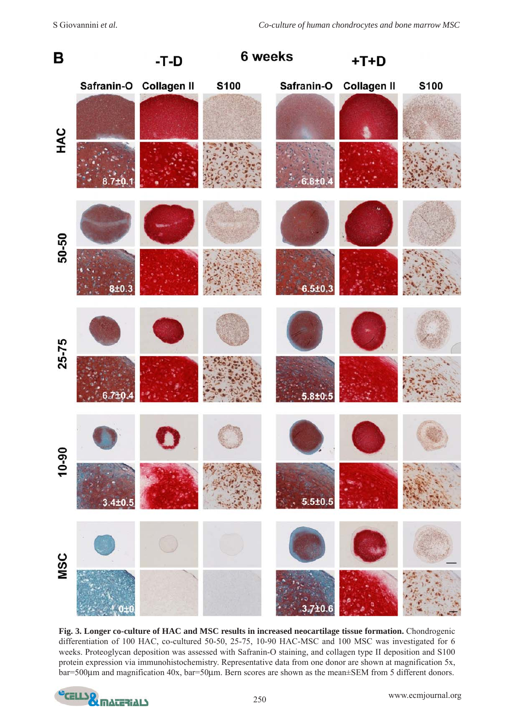**Fig. 3. Longer co-culture of HAC and MSC results in increased neocartilage tissue formation.** Chondrogenic differentiation of 100 HAC, co-cultured 50-50, 25-75, 10-90 HAC-MSC and 100 MSC was investigated for 6 weeks. Proteoglycan deposition was assessed with Safranin-O staining, and collagen type II deposition and S100 protein expression via immunohistochemistry. Representative data from one donor are shown at magnification 5x, bar=500µm and magnification 40x, bar=50µm. Bern scores are shown as the mean±SEM from 5 different donors.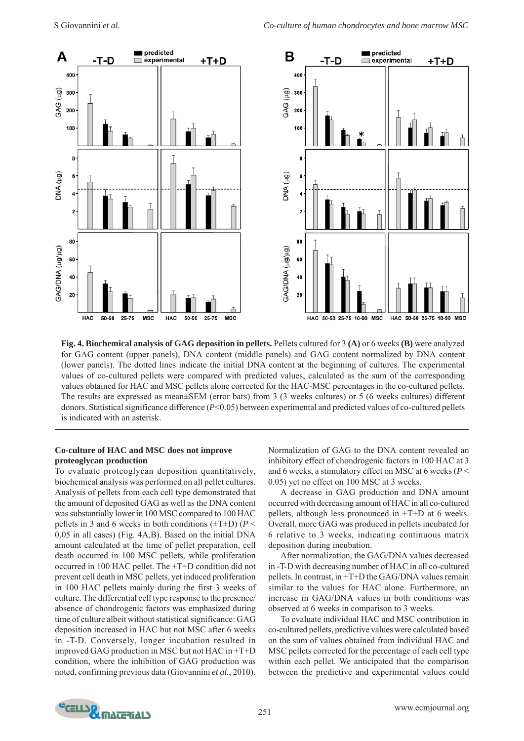**Fig. 4. Biochemical analysis of GAG deposition in pellets.** Pellets cultured for 3 **(A)** or 6 weeks **(B)** were analyzed for GAG content (upper panels), DNA content (middle panels) and GAG content normalized by DNA content (lower panels). The dotted lines indicate the initial DNA content at the beginning of cultures. The experimental values of co-cultured pellets were compared with predicted values, calculated as the sum of the corresponding values obtained for HAC and MSC pellets alone corrected for the HAC-MSC percentages in the co-cultured pellets. The results are expressed as mean±SEM (error bars) from 3 (3 weeks cultures) or 5 (6 weeks cultures) different donors. Statistical significance difference ($P$<0.05) between experimental and predicted values of co-cultured pellets is indicated with an asterisk.

### Co-culture of HAC and MSC does not improve proteoglycan production

To evaluate proteoglycan deposition quantitatively, biochemical analysis was performed on all pellet cultures. Analysis of pellets from each cell type demonstrated that the amount of deposited GAG as well as the DNA content was substantially lower in 100 MSC compared to 100 HAC pellets in 3 and 6 weeks in both conditions (±T±D) ($P$ < 0.05 in all cases) (Fig. 4A,B). Based on the initial DNA amount calculated at the time of pellet preparation, cell death occurred in 100 MSC pellets, while proliferation occurred in 100 HAC pellet. The +T+D condition did not prevent cell death in MSC pellets, yet induced proliferation in 100 HAC pellets mainly during the first 3 weeks of culture. The differential cell type response to the presence/absence of chondrogenic factors was emphasized during time of culture albeit without statistical significance: GAG deposition increased in HAC but not MSC after 6 weeks in -T-D. Conversely, longer incubation resulted in improved GAG production in MSC but not HAC in +T+D condition, where the inhibition of GAG production was noted, confirming previous data (Giovannini *et al.*, 2010). Normalization of GAG to the DNA content revealed an inhibitory effect of chondrogenic factors in 100 HAC at 3 and 6 weeks, a stimulatory effect on MSC at 6 weeks ($P$ < 0.05) yet no effect on 100 MSC at 3 weeks.

A decrease in GAG production and DNA amount occurred with decreasing amount of HAC in all co-cultured pellets, although less pronounced in +T+D at 6 weeks. Overall, more GAG was produced in pellets incubated for 6 relative to 3 weeks, indicating continuous matrix deposition during incubation.

After normalization, the GAG/DNA values decreased in -T-D with decreasing number of HAC in all co-cultured pellets. In contrast, in +T+D the GAG/DNA values remain similar to the values for HAC alone. Furthermore, an increase in GAG/DNA values in both conditions was observed at 6 weeks in comparison to 3 weeks.

To evaluate individual HAC and MSC contribution in co-cultured pellets, predictive values were calculated based on the sum of values obtained from individual HAC and MSC pellets corrected for the percentage of each cell type within each pellet. We anticipated that the comparison between the predictive and experimental values could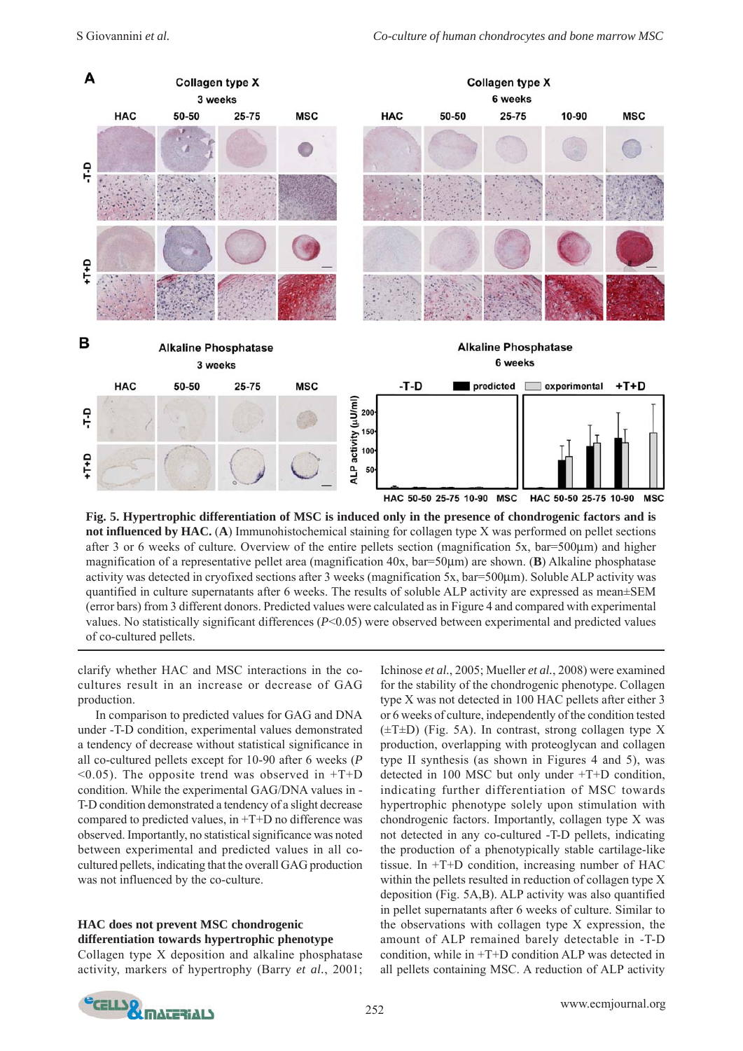**Fig. 5. Hypertrophic differentiation of MSC is induced only in the presence of chondrogenic factors and is not influenced by HAC.** (**A**) Immunohistochemical staining for collagen type X was performed on pellet sections after 3 or 6 weeks of culture. Overview of the entire pellets section (magnification 5x, bar=500µm) and higher magnification of a representative pellet area (magnification 40x, bar=50µm) are shown. (**B**) Alkaline phosphatase activity was detected in cryofixed sections after 3 weeks (magnification 5x, bar=500µm). Soluble ALP activity was quantified in culture supernatants after 6 weeks. The results of soluble ALP activity are expressed as mean±SEM (error bars) from 3 different donors. Predicted values were calculated as in Figure 4 and compared with experimental values. No statistically significant differences ($P$<0.05) were observed between experimental and predicted values of co-cultured pellets.

clarify whether HAC and MSC interactions in the co-cultures result in an increase or decrease of GAG production.

In comparison to predicted values for GAG and DNA under -T-D condition, experimental values demonstrated a tendency of decrease without statistical significance in all co-cultured pellets except for 10-90 after 6 weeks ($P$ <0.05). The opposite trend was observed in +T+D condition. While the experimental GAG/DNA values in -T-D condition demonstrated a tendency of a slight decrease compared to predicted values, in +T+D no difference was observed. Importantly, no statistical significance was noted between experimental and predicted values in all co-cultured pellets, indicating that the overall GAG production was not influenced by the co-culture.

### HAC does not prevent MSC chondrogenic differentiation towards hypertrophic phenotype

Collagen type X deposition and alkaline phosphatase activity, markers of hypertrophy (Barry *et al.*, 2001; Ichinose *et al.*, 2005; Mueller *et al.*, 2008) were examined for the stability of the chondrogenic phenotype. Collagen type X was not detected in 100 HAC pellets after either 3 or 6 weeks of culture, independently of the condition tested (±T±D) (Fig. 5A). In contrast, strong collagen type X production, overlapping with proteoglycan and collagen type II synthesis (as shown in Figures 4 and 5), was detected in 100 MSC but only under +T+D condition, indicating further differentiation of MSC towards hypertrophic phenotype solely upon stimulation with chondrogenic factors. Importantly, collagen type X was not detected in any co-cultured -T-D pellets, indicating the production of a phenotypically stable cartilage-like tissue. In +T+D condition, increasing number of HAC within the pellets resulted in reduction of collagen type X deposition (Fig. 5A,B). ALP activity was also quantified in pellet supernatants after 6 weeks of culture. Similar to the observations with collagen type X expression, the amount of ALP remained barely detectable in -T-D condition, while in +T+D condition ALP was detected in all pellets containing MSC. A reduction of ALP activity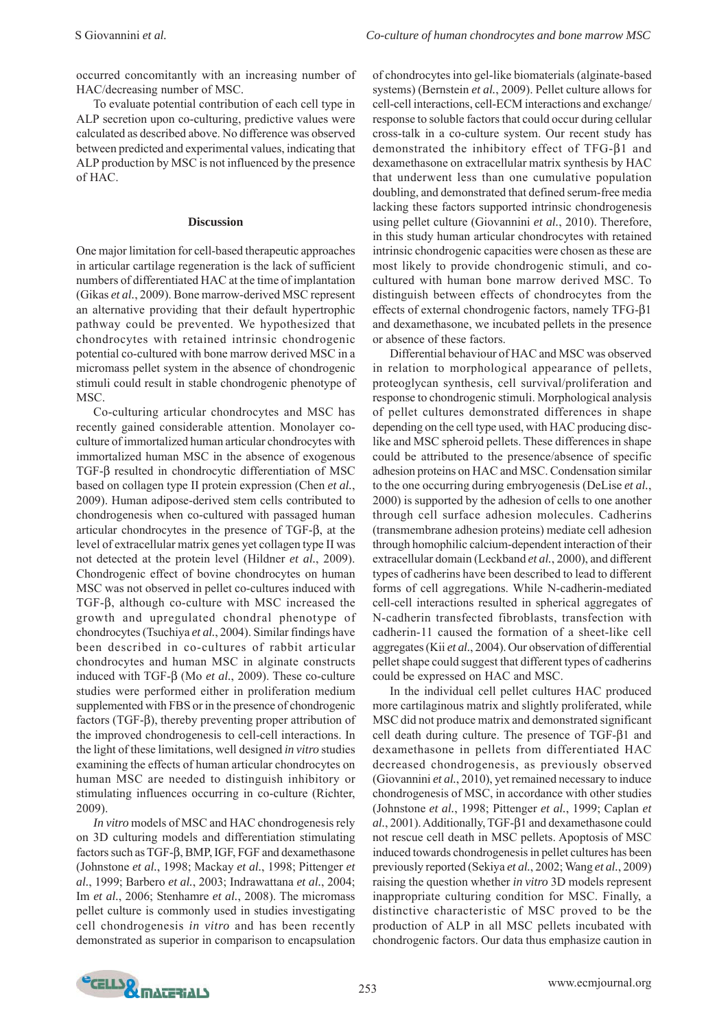occurred concomitantly with an increasing number of HAC/decreasing number of MSC.

To evaluate potential contribution of each cell type in ALP secretion upon co-culturing, predictive values were calculated as described above. No difference was observed between predicted and experimental values, indicating that ALP production by MSC is not influenced by the presence of HAC.

## Discussion

One major limitation for cell-based therapeutic approaches in articular cartilage regeneration is the lack of sufficient numbers of differentiated HAC at the time of implantation (Gikas *et al.*, 2009). Bone marrow-derived MSC represent an alternative providing that their default hypertrophic pathway could be prevented. We hypothesized that chondrocytes with retained intrinsic chondrogenic potential co-cultured with bone marrow derived MSC in a micromass pellet system in the absence of chondrogenic stimuli could result in stable chondrogenic phenotype of MSC.

Co-culturing articular chondrocytes and MSC has recently gained considerable attention. Monolayer co-culture of immortalized human articular chondrocytes with immortalized human MSC in the absence of exogenous TGF-β resulted in chondrocytic differentiation of MSC based on collagen type II protein expression (Chen *et al.*, 2009). Human adipose-derived stem cells contributed to chondrogenesis when co-cultured with passaged human articular chondrocytes in the presence of TGF-β, at the level of extracellular matrix genes yet collagen type II was not detected at the protein level (Hildner *et al.*, 2009). Chondrogenic effect of bovine chondrocytes on human MSC was not observed in pellet co-cultures induced with TGF-β, although co-culture with MSC increased the growth and upregulated chondral phenotype of chondrocytes (Tsuchiya *et al.*, 2004). Similar findings have been described in co-cultures of rabbit articular chondrocytes and human MSC in alginate constructs induced with TGF-β (Mo *et al.*, 2009). These co-culture studies were performed either in proliferation medium supplemented with FBS or in the presence of chondrogenic factors (TGF-β), thereby preventing proper attribution of the improved chondrogenesis to cell-cell interactions. In the light of these limitations, well designed *in vitro* studies examining the effects of human articular chondrocytes on human MSC are needed to distinguish inhibitory or stimulating influences occurring in co-culture (Richter, 2009).

*In vitro* models of MSC and HAC chondrogenesis rely on 3D culturing models and differentiation stimulating factors such as TGF-β, BMP, IGF, FGF and dexamethasone (Johnstone *et al.*, 1998; Mackay *et al.*, 1998; Pittenger *et al.*, 1999; Barbero *et al.*, 2003; Indrawattana *et al.*, 2004; Im *et al.*, 2006; Stenhamre *et al.*, 2008). The micromass pellet culture is commonly used in studies investigating cell chondrogenesis *in vitro* and has been recently demonstrated as superior in comparison to encapsulation of chondrocytes into gel-like biomaterials (alginate-based systems) (Bernstein *et al.*, 2009). Pellet culture allows for cell-cell interactions, cell-ECM interactions and exchange/response to soluble factors that could occur during cellular cross-talk in a co-culture system. Our recent study has demonstrated the inhibitory effect of TFG-β1 and dexamethasone on extracellular matrix synthesis by HAC that underwent less than one cumulative population doubling, and demonstrated that defined serum-free media lacking these factors supported intrinsic chondrogenesis using pellet culture (Giovannini *et al.*, 2010). Therefore, in this study human articular chondrocytes with retained intrinsic chondrogenic capacities were chosen as these are most likely to provide chondrogenic stimuli, and co-cultured with human bone marrow derived MSC. To distinguish between effects of chondrocytes from the effects of external chondrogenic factors, namely TFG-β1 and dexamethasone, we incubated pellets in the presence or absence of these factors.

Differential behaviour of HAC and MSC was observed in relation to morphological appearance of pellets, proteoglycan synthesis, cell survival/proliferation and response to chondrogenic stimuli. Morphological analysis of pellet cultures demonstrated differences in shape depending on the cell type used, with HAC producing disc-like and MSC spheroid pellets. These differences in shape could be attributed to the presence/absence of specific adhesion proteins on HAC and MSC. Condensation similar to the one occurring during embryogenesis (DeLise *et al.*, 2000) is supported by the adhesion of cells to one another through cell surface adhesion molecules. Cadherins (transmembrane adhesion proteins) mediate cell adhesion through homophilic calcium-dependent interaction of their extracellular domain (Leckband *et al.*, 2000), and different types of cadherins have been described to lead to different forms of cell aggregations. While N-cadherin-mediated cell-cell interactions resulted in spherical aggregates of N-cadherin transfected fibroblasts, transfection with cadherin-11 caused the formation of a sheet-like cell aggregates (Kii *et al.*, 2004). Our observation of differential pellet shape could suggest that different types of cadherins could be expressed on HAC and MSC.

In the individual cell pellet cultures HAC produced more cartilaginous matrix and slightly proliferated, while MSC did not produce matrix and demonstrated significant cell death during culture. The presence of TGF-β1 and dexamethasone in pellets from differentiated HAC decreased chondrogenesis, as previously observed (Giovannini *et al.*, 2010), yet remained necessary to induce chondrogenesis of MSC, in accordance with other studies (Johnstone *et al.*, 1998; Pittenger *et al.*, 1999; Caplan *et al.*, 2001). Additionally, TGF-β1 and dexamethasone could not rescue cell death in MSC pellets. Apoptosis of MSC induced towards chondrogenesis in pellet cultures has been previously reported (Sekiya *et al.*, 2002; Wang *et al.*, 2009) raising the question whether *in vitro* 3D models represent inappropriate culturing condition for MSC. Finally, a distinctive characteristic of MSC proved to be the production of ALP in all MSC pellets incubated with chondrogenic factors. Our data thus emphasize caution in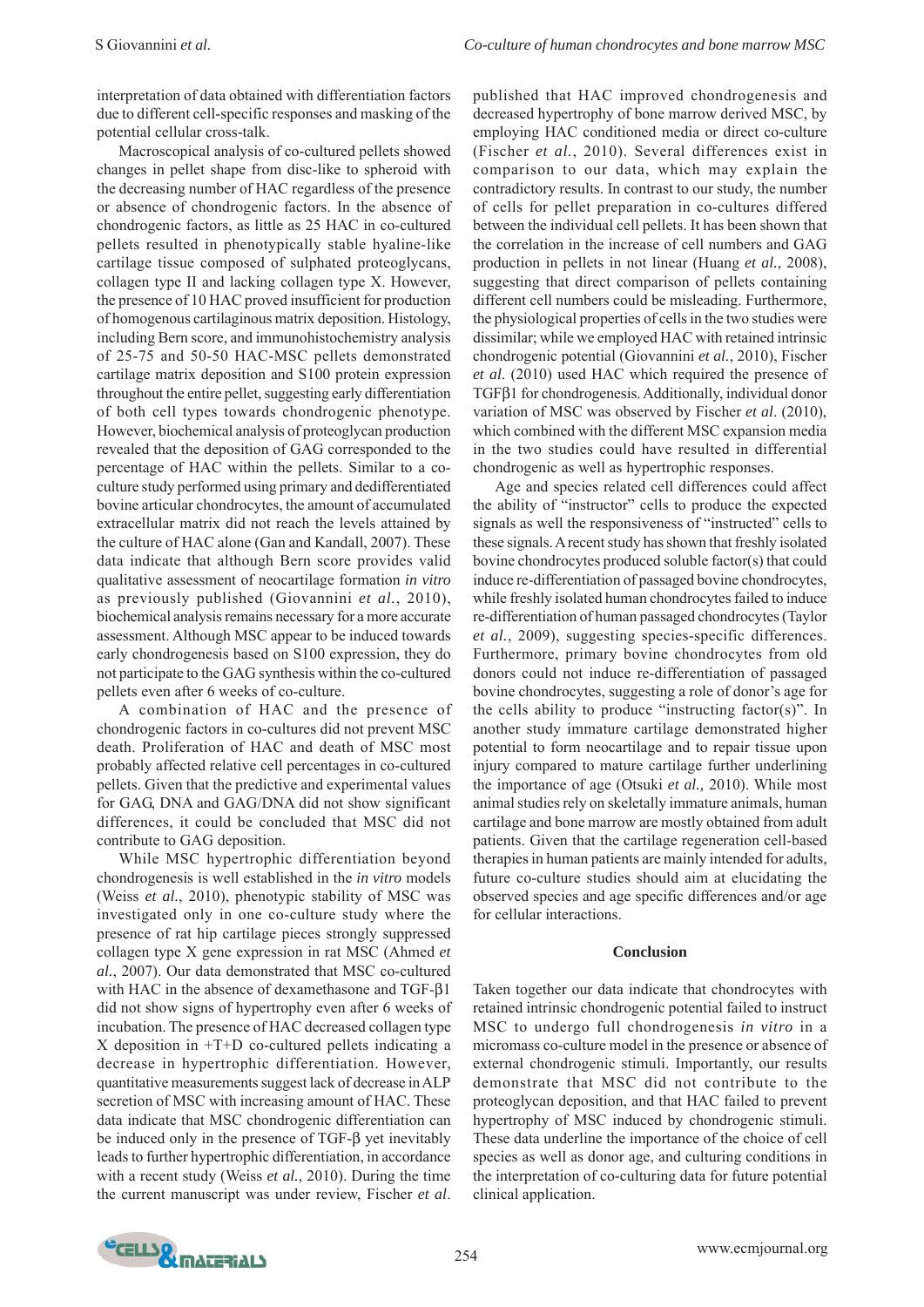interpretation of data obtained with differentiation factors due to different cell-specific responses and masking of the potential cellular cross-talk.

Macroscopical analysis of co-cultured pellets showed changes in pellet shape from disc-like to spheroid with the decreasing number of HAC regardless of the presence or absence of chondrogenic factors. In the absence of chondrogenic factors, as little as 25 HAC in co-cultured pellets resulted in phenotypically stable hyaline-like cartilage tissue composed of sulphated proteoglycans, collagen type II and lacking collagen type X. However, the presence of 10 HAC proved insufficient for production of homogenous cartilaginous matrix deposition. Histology, including Bern score, and immunohistochemistry analysis of 25-75 and 50-50 HAC-MSC pellets demonstrated cartilage matrix deposition and S100 protein expression throughout the entire pellet, suggesting early differentiation of both cell types towards chondrogenic phenotype. However, biochemical analysis of proteoglycan production revealed that the deposition of GAG corresponded to the percentage of HAC within the pellets. Similar to a co-culture study performed using primary and dedifferentiated bovine articular chondrocytes, the amount of accumulated extracellular matrix did not reach the levels attained by the culture of HAC alone (Gan and Kandall, 2007). These data indicate that although Bern score provides valid qualitative assessment of neocartilage formation *in vitro* as previously published (Giovannini *et al.*, 2010), biochemical analysis remains necessary for a more accurate assessment. Although MSC appear to be induced towards early chondrogenesis based on S100 expression, they do not participate to the GAG synthesis within the co-cultured pellets even after 6 weeks of co-culture.

A combination of HAC and the presence of chondrogenic factors in co-cultures did not prevent MSC death. Proliferation of HAC and death of MSC most probably affected relative cell percentages in co-cultured pellets. Given that the predictive and experimental values for GAG, DNA and GAG/DNA did not show significant differences, it could be concluded that MSC did not contribute to GAG deposition.

While MSC hypertrophic differentiation beyond chondrogenesis is well established in the *in vitro* models (Weiss *et al.*, 2010), phenotypic stability of MSC was investigated only in one co-culture study where the presence of rat hip cartilage pieces strongly suppressed collagen type X gene expression in rat MSC (Ahmed *et al.*, 2007). Our data demonstrated that MSC co-cultured with HAC in the absence of dexamethasone and TGF-β1 did not show signs of hypertrophy even after 6 weeks of incubation. The presence of HAC decreased collagen type X deposition in +T+D co-cultured pellets indicating a decrease in hypertrophic differentiation. However, quantitative measurements suggest lack of decrease in ALP secretion of MSC with increasing amount of HAC. These data indicate that MSC chondrogenic differentiation can be induced only in the presence of TGF-β yet inevitably leads to further hypertrophic differentiation, in accordance with a recent study (Weiss *et al.*, 2010). During the time the current manuscript was under review, Fischer *et al*. published that HAC improved chondrogenesis and decreased hypertrophy of bone marrow derived MSC, by employing HAC conditioned media or direct co-culture (Fischer *et al.*, 2010). Several differences exist in comparison to our data, which may explain the contradictory results. In contrast to our study, the number of cells for pellet preparation in co-cultures differed between the individual cell pellets. It has been shown that the correlation in the increase of cell numbers and GAG production in pellets in not linear (Huang *et al.*, 2008), suggesting that direct comparison of pellets containing different cell numbers could be misleading. Furthermore, the physiological properties of cells in the two studies were dissimilar; while we employed HAC with retained intrinsic chondrogenic potential (Giovannini *et al.*, 2010), Fischer *et al.* (2010) used HAC which required the presence of TGFβ1 for chondrogenesis. Additionally, individual donor variation of MSC was observed by Fischer *et al*. (2010), which combined with the different MSC expansion media in the two studies could have resulted in differential chondrogenic as well as hypertrophic responses.

Age and species related cell differences could affect the ability of "instructor" cells to produce the expected signals as well the responsiveness of "instructed" cells to these signals. A recent study has shown that freshly isolated bovine chondrocytes produced soluble factor(s) that could induce re-differentiation of passaged bovine chondrocytes, while freshly isolated human chondrocytes failed to induce re-differentiation of human passaged chondrocytes (Taylor *et al.*, 2009), suggesting species-specific differences. Furthermore, primary bovine chondrocytes from old donors could not induce re-differentiation of passaged bovine chondrocytes, suggesting a role of donor's age for the cells ability to produce "instructing factor(s)". In another study immature cartilage demonstrated higher potential to form neocartilage and to repair tissue upon injury compared to mature cartilage further underlining the importance of age (Otsuki *et al.,* 2010). While most animal studies rely on skeletally immature animals, human cartilage and bone marrow are mostly obtained from adult patients. Given that the cartilage regeneration cell-based therapies in human patients are mainly intended for adults, future co-culture studies should aim at elucidating the observed species and age specific differences and/or age for cellular interactions.

## Conclusion

Taken together our data indicate that chondrocytes with retained intrinsic chondrogenic potential failed to instruct MSC to undergo full chondrogenesis *in vitro* in a micromass co-culture model in the presence or absence of external chondrogenic stimuli. Importantly, our results demonstrate that MSC did not contribute to the proteoglycan deposition, and that HAC failed to prevent hypertrophy of MSC induced by chondrogenic stimuli. These data underline the importance of the choice of cell species as well as donor age, and culturing conditions in the interpretation of co-culturing data for future potential clinical application.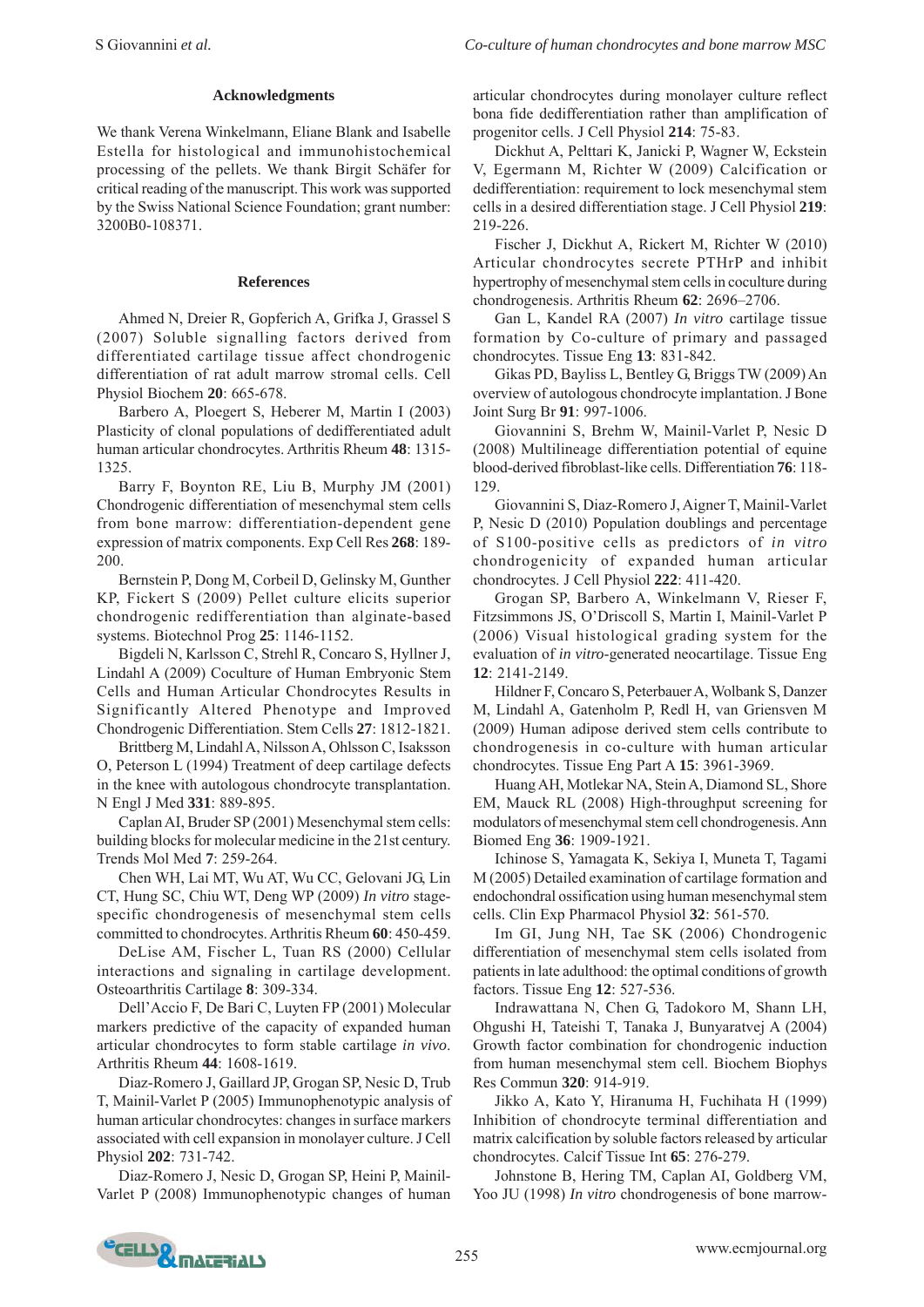## Acknowledgments

We thank Verena Winkelmann, Eliane Blank and Isabelle Estella for histological and immunohistochemical processing of the pellets. We thank Birgit Schäfer for critical reading of the manuscript. This work was supported by the Swiss National Science Foundation; grant number: 3200B0-108371.

## References

Ahmed N, Dreier R, Gopferich A, Grifka J, Grassel S (2007) Soluble signalling factors derived from differentiated cartilage tissue affect chondrogenic differentiation of rat adult marrow stromal cells. Cell Physiol Biochem **20**: 665-678.

Barbero A, Ploegert S, Heberer M, Martin I (2003) Plasticity of clonal populations of dedifferentiated adult human articular chondrocytes. Arthritis Rheum **48**: 1315-1325.

Barry F, Boynton RE, Liu B, Murphy JM (2001) Chondrogenic differentiation of mesenchymal stem cells from bone marrow: differentiation-dependent gene expression of matrix components. Exp Cell Res **268**: 189-200.

Bernstein P, Dong M, Corbeil D, Gelinsky M, Gunther KP, Fickert S (2009) Pellet culture elicits superior chondrogenic redifferentiation than alginate-based systems. Biotechnol Prog **25**: 1146-1152.

Bigdeli N, Karlsson C, Strehl R, Concaro S, Hyllner J, Lindahl A (2009) Coculture of Human Embryonic Stem Cells and Human Articular Chondrocytes Results in Significantly Altered Phenotype and Improved Chondrogenic Differentiation. Stem Cells **27**: 1812-1821.

Brittberg M, Lindahl A, Nilsson A, Ohlsson C, Isaksson O, Peterson L (1994) Treatment of deep cartilage defects in the knee with autologous chondrocyte transplantation. N Engl J Med **331**: 889-895.

Caplan AI, Bruder SP (2001) Mesenchymal stem cells: building blocks for molecular medicine in the 21st century. Trends Mol Med **7**: 259-264.

Chen WH, Lai MT, Wu AT, Wu CC, Gelovani JG, Lin CT, Hung SC, Chiu WT, Deng WP (2009) *In vitro* stage-specific chondrogenesis of mesenchymal stem cells committed to chondrocytes. Arthritis Rheum **60**: 450-459.

DeLise AM, Fischer L, Tuan RS (2000) Cellular interactions and signaling in cartilage development. Osteoarthritis Cartilage **8**: 309-334.

Dell'Accio F, De Bari C, Luyten FP (2001) Molecular markers predictive of the capacity of expanded human articular chondrocytes to form stable cartilage *in vivo*. Arthritis Rheum **44**: 1608-1619.

Diaz-Romero J, Gaillard JP, Grogan SP, Nesic D, Trub T, Mainil-Varlet P (2005) Immunophenotypic analysis of human articular chondrocytes: changes in surface markers associated with cell expansion in monolayer culture. J Cell Physiol **202**: 731-742.

Diaz-Romero J, Nesic D, Grogan SP, Heini P, Mainil-Varlet P (2008) Immunophenotypic changes of human articular chondrocytes during monolayer culture reflect bona fide dedifferentiation rather than amplification of progenitor cells. J Cell Physiol **214**: 75-83.

Dickhut A, Pelttari K, Janicki P, Wagner W, Eckstein V, Egermann M, Richter W (2009) Calcification or dedifferentiation: requirement to lock mesenchymal stem cells in a desired differentiation stage. J Cell Physiol **219**: 219-226.

Fischer J, Dickhut A, Rickert M, Richter W (2010) Articular chondrocytes secrete PTHrP and inhibit hypertrophy of mesenchymal stem cells in coculture during chondrogenesis. Arthritis Rheum **62**: 2696–2706.

Gan L, Kandel RA (2007) *In vitro* cartilage tissue formation by Co-culture of primary and passaged chondrocytes. Tissue Eng **13**: 831-842.

Gikas PD, Bayliss L, Bentley G, Briggs TW (2009) An overview of autologous chondrocyte implantation. J Bone Joint Surg Br **91**: 997-1006.

Giovannini S, Brehm W, Mainil-Varlet P, Nesic D (2008) Multilineage differentiation potential of equine blood-derived fibroblast-like cells. Differentiation **76**: 118-129.

Giovannini S, Diaz-Romero J, Aigner T, Mainil-Varlet P, Nesic D (2010) Population doublings and percentage of S100-positive cells as predictors of *in vitro* chondrogenicity of expanded human articular chondrocytes. J Cell Physiol **222**: 411-420.

Grogan SP, Barbero A, Winkelmann V, Rieser F, Fitzsimmons JS, O'Driscoll S, Martin I, Mainil-Varlet P (2006) Visual histological grading system for the evaluation of *in vitro*-generated neocartilage. Tissue Eng **12**: 2141-2149.

Hildner F, Concaro S, Peterbauer A, Wolbank S, Danzer M, Lindahl A, Gatenholm P, Redl H, van Griensven M (2009) Human adipose derived stem cells contribute to chondrogenesis in co-culture with human articular chondrocytes. Tissue Eng Part A **15**: 3961-3969.

Huang AH, Motlekar NA, Stein A, Diamond SL, Shore EM, Mauck RL (2008) High-throughput screening for modulators of mesenchymal stem cell chondrogenesis. Ann Biomed Eng **36**: 1909-1921.

Ichinose S, Yamagata K, Sekiya I, Muneta T, Tagami M (2005) Detailed examination of cartilage formation and endochondral ossification using human mesenchymal stem cells. Clin Exp Pharmacol Physiol **32**: 561-570.

Im GI, Jung NH, Tae SK (2006) Chondrogenic differentiation of mesenchymal stem cells isolated from patients in late adulthood: the optimal conditions of growth factors. Tissue Eng **12**: 527-536.

Indrawattana N, Chen G, Tadokoro M, Shann LH, Ohgushi H, Tateishi T, Tanaka J, Bunyaratvej A (2004) Growth factor combination for chondrogenic induction from human mesenchymal stem cell. Biochem Biophys Res Commun **320**: 914-919.

Jikko A, Kato Y, Hiranuma H, Fuchihata H (1999) Inhibition of chondrocyte terminal differentiation and matrix calcification by soluble factors released by articular chondrocytes. Calcif Tissue Int **65**: 276-279.

Johnstone B, Hering TM, Caplan AI, Goldberg VM, Yoo JU (1998) *In vitro* chondrogenesis of bone marrow-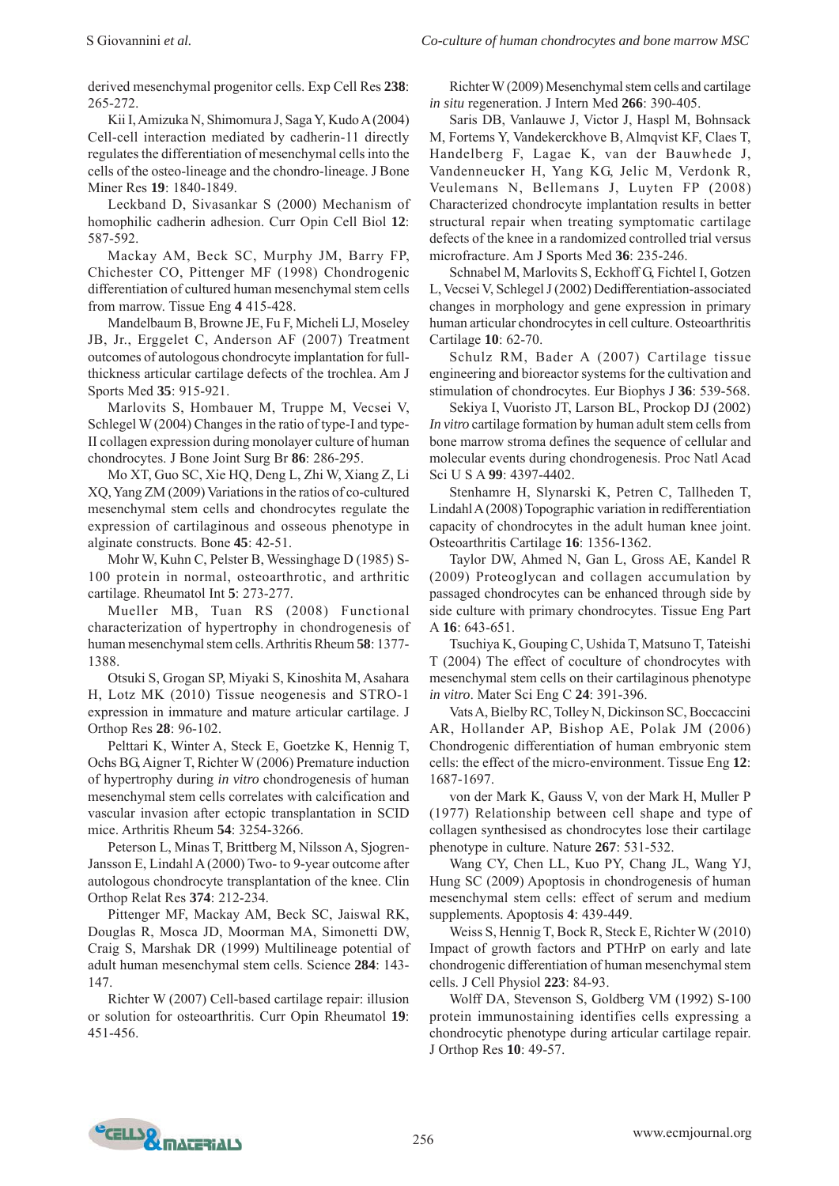derived mesenchymal progenitor cells. Exp Cell Res **238**: 265-272.

Kii I, Amizuka N, Shimomura J, Saga Y, Kudo A (2004) Cell-cell interaction mediated by cadherin-11 directly regulates the differentiation of mesenchymal cells into the cells of the osteo-lineage and the chondro-lineage. J Bone Miner Res **19**: 1840-1849.

Leckband D, Sivasankar S (2000) Mechanism of homophilic cadherin adhesion. Curr Opin Cell Biol **12**: 587-592.

Mackay AM, Beck SC, Murphy JM, Barry FP, Chichester CO, Pittenger MF (1998) Chondrogenic differentiation of cultured human mesenchymal stem cells from marrow. Tissue Eng **4** 415-428.

Mandelbaum B, Browne JE, Fu F, Micheli LJ, Moseley JB, Jr., Erggelet C, Anderson AF (2007) Treatment outcomes of autologous chondrocyte implantation for full-thickness articular cartilage defects of the trochlea. Am J Sports Med **35**: 915-921.

Marlovits S, Hombauer M, Truppe M, Vecsei V, Schlegel W (2004) Changes in the ratio of type-I and type-II collagen expression during monolayer culture of human chondrocytes. J Bone Joint Surg Br **86**: 286-295.

Mo XT, Guo SC, Xie HQ, Deng L, Zhi W, Xiang Z, Li XQ, Yang ZM (2009) Variations in the ratios of co-cultured mesenchymal stem cells and chondrocytes regulate the expression of cartilaginous and osseous phenotype in alginate constructs. Bone **45**: 42-51.

Mohr W, Kuhn C, Pelster B, Wessinghage D (1985) S-100 protein in normal, osteoarthrotic, and arthritic cartilage. Rheumatol Int **5**: 273-277.

Mueller MB, Tuan RS (2008) Functional characterization of hypertrophy in chondrogenesis of human mesenchymal stem cells. Arthritis Rheum **58**: 1377-1388.

Otsuki S, Grogan SP, Miyaki S, Kinoshita M, Asahara H, Lotz MK (2010) Tissue neogenesis and STRO-1 expression in immature and mature articular cartilage. J Orthop Res **28**: 96-102.

Pelttari K, Winter A, Steck E, Goetzke K, Hennig T, Ochs BG, Aigner T, Richter W (2006) Premature induction of hypertrophy during *in vitro* chondrogenesis of human mesenchymal stem cells correlates with calcification and vascular invasion after ectopic transplantation in SCID mice. Arthritis Rheum **54**: 3254-3266.

Peterson L, Minas T, Brittberg M, Nilsson A, Sjogren-Jansson E, Lindahl A (2000) Two- to 9-year outcome after autologous chondrocyte transplantation of the knee. Clin Orthop Relat Res **374**: 212-234.

Pittenger MF, Mackay AM, Beck SC, Jaiswal RK, Douglas R, Mosca JD, Moorman MA, Simonetti DW, Craig S, Marshak DR (1999) Multilineage potential of adult human mesenchymal stem cells. Science **284**: 143-147.

Richter W (2007) Cell-based cartilage repair: illusion or solution for osteoarthritis. Curr Opin Rheumatol **19**: 451-456.

Richter W (2009) Mesenchymal stem cells and cartilage *in situ* regeneration. J Intern Med **266**: 390-405.

Saris DB, Vanlauwe J, Victor J, Haspl M, Bohnsack M, Fortems Y, Vandekerckhove B, Almqvist KF, Claes T, Handelberg F, Lagae K, van der Bauwhede J, Vandenneucker H, Yang KG, Jelic M, Verdonk R, Veulemans N, Bellemans J, Luyten FP (2008) Characterized chondrocyte implantation results in better structural repair when treating symptomatic cartilage defects of the knee in a randomized controlled trial versus microfracture. Am J Sports Med **36**: 235-246.

Schnabel M, Marlovits S, Eckhoff G, Fichtel I, Gotzen L, Vecsei V, Schlegel J (2002) Dedifferentiation-associated changes in morphology and gene expression in primary human articular chondrocytes in cell culture. Osteoarthritis Cartilage **10**: 62-70.

Schulz RM, Bader A (2007) Cartilage tissue engineering and bioreactor systems for the cultivation and stimulation of chondrocytes. Eur Biophys J **36**: 539-568.

Sekiya I, Vuoristo JT, Larson BL, Prockop DJ (2002) *In vitro* cartilage formation by human adult stem cells from bone marrow stroma defines the sequence of cellular and molecular events during chondrogenesis. Proc Natl Acad Sci U S A **99**: 4397-4402.

Stenhamre H, Slynarski K, Petren C, Tallheden T, Lindahl A (2008) Topographic variation in redifferentiation capacity of chondrocytes in the adult human knee joint. Osteoarthritis Cartilage **16**: 1356-1362.

Taylor DW, Ahmed N, Gan L, Gross AE, Kandel R (2009) Proteoglycan and collagen accumulation by passaged chondrocytes can be enhanced through side by side culture with primary chondrocytes. Tissue Eng Part A **16**: 643-651.

Tsuchiya K, Gouping C, Ushida T, Matsuno T, Tateishi T (2004) The effect of coculture of chondrocytes with mesenchymal stem cells on their cartilaginous phenotype *in vitro*. Mater Sci Eng C **24**: 391-396.

Vats A, Bielby RC, Tolley N, Dickinson SC, Boccaccini AR, Hollander AP, Bishop AE, Polak JM (2006) Chondrogenic differentiation of human embryonic stem cells: the effect of the micro-environment. Tissue Eng **12**: 1687-1697.

von der Mark K, Gauss V, von der Mark H, Muller P (1977) Relationship between cell shape and type of collagen synthesised as chondrocytes lose their cartilage phenotype in culture. Nature **267**: 531-532.

Wang CY, Chen LL, Kuo PY, Chang JL, Wang YJ, Hung SC (2009) Apoptosis in chondrogenesis of human mesenchymal stem cells: effect of serum and medium supplements. Apoptosis **4**: 439-449.

Weiss S, Hennig T, Bock R, Steck E, Richter W (2010) Impact of growth factors and PTHrP on early and late chondrogenic differentiation of human mesenchymal stem cells. J Cell Physiol **223**: 84-93.

Wolff DA, Stevenson S, Goldberg VM (1992) S-100 protein immunostaining identifies cells expressing a chondrocytic phenotype during articular cartilage repair. J Orthop Res **10**: 49-57.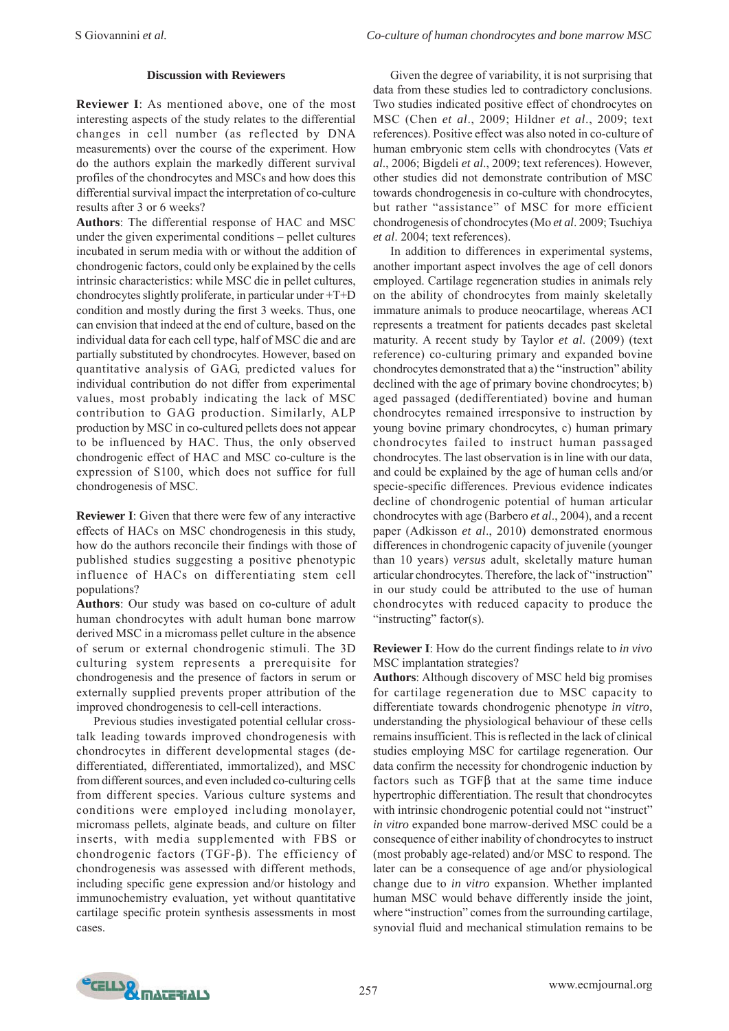## Discussion with Reviewers

**Reviewer I**: As mentioned above, one of the most interesting aspects of the study relates to the differential changes in cell number (as reflected by DNA measurements) over the course of the experiment. How do the authors explain the markedly different survival profiles of the chondrocytes and MSCs and how does this differential survival impact the interpretation of co-culture results after 3 or 6 weeks?

**Authors**: The differential response of HAC and MSC under the given experimental conditions – pellet cultures incubated in serum media with or without the addition of chondrogenic factors, could only be explained by the cells intrinsic characteristics: while MSC die in pellet cultures, chondrocytes slightly proliferate, in particular under +T+D condition and mostly during the first 3 weeks. Thus, one can envision that indeed at the end of culture, based on the individual data for each cell type, half of MSC die and are partially substituted by chondrocytes. However, based on quantitative analysis of GAG, predicted values for individual contribution do not differ from experimental values, most probably indicating the lack of MSC contribution to GAG production. Similarly, ALP production by MSC in co-cultured pellets does not appear to be influenced by HAC. Thus, the only observed chondrogenic effect of HAC and MSC co-culture is the expression of S100, which does not suffice for full chondrogenesis of MSC.

**Reviewer I**: Given that there were few of any interactive effects of HACs on MSC chondrogenesis in this study, how do the authors reconcile their findings with those of published studies suggesting a positive phenotypic influence of HACs on differentiating stem cell populations?

**Authors**: Our study was based on co-culture of adult human chondrocytes with adult human bone marrow derived MSC in a micromass pellet culture in the absence of serum or external chondrogenic stimuli. The 3D culturing system represents a prerequisite for chondrogenesis and the presence of factors in serum or externally supplied prevents proper attribution of the improved chondrogenesis to cell-cell interactions.

Previous studies investigated potential cellular cross-talk leading towards improved chondrogenesis with chondrocytes in different developmental stages (de-differentiated, differentiated, immortalized), and MSC from different sources, and even included co-culturing cells from different species. Various culture systems and conditions were employed including monolayer, micromass pellets, alginate beads, and culture on filter inserts, with media supplemented with FBS or chondrogenic factors (TGF-β). The efficiency of chondrogenesis was assessed with different methods, including specific gene expression and/or histology and immunochemistry evaluation, yet without quantitative cartilage specific protein synthesis assessments in most cases.

Given the degree of variability, it is not surprising that data from these studies led to contradictory conclusions. Two studies indicated positive effect of chondrocytes on MSC (Chen *et al*., 2009; Hildner *et al*., 2009; text references). Positive effect was also noted in co-culture of human embryonic stem cells with chondrocytes (Vats *et al*., 2006; Bigdeli *et al*., 2009; text references). However, other studies did not demonstrate contribution of MSC towards chondrogenesis in co-culture with chondrocytes, but rather "assistance" of MSC for more efficient chondrogenesis of chondrocytes (Mo *et al*. 2009; Tsuchiya *et al*. 2004; text references).

In addition to differences in experimental systems, another important aspect involves the age of cell donors employed. Cartilage regeneration studies in animals rely on the ability of chondrocytes from mainly skeletally immature animals to produce neocartilage, whereas ACI represents a treatment for patients decades past skeletal maturity. A recent study by Taylor *et al*. (2009) (text reference) co-culturing primary and expanded bovine chondrocytes demonstrated that a) the "instruction" ability declined with the age of primary bovine chondrocytes; b) aged passaged (dedifferentiated) bovine and human chondrocytes remained irresponsive to instruction by young bovine primary chondrocytes, c) human primary chondrocytes failed to instruct human passaged chondrocytes. The last observation is in line with our data, and could be explained by the age of human cells and/or specie-specific differences. Previous evidence indicates decline of chondrogenic potential of human articular chondrocytes with age (Barbero *et al*., 2004), and a recent paper (Adkisson *et al*., 2010) demonstrated enormous differences in chondrogenic capacity of juvenile (younger than 10 years) *versus* adult, skeletally mature human articular chondrocytes. Therefore, the lack of "instruction" in our study could be attributed to the use of human chondrocytes with reduced capacity to produce the "instructing" factor(s).

**Reviewer I**: How do the current findings relate to *in vivo* MSC implantation strategies?

**Authors**: Although discovery of MSC held big promises for cartilage regeneration due to MSC capacity to differentiate towards chondrogenic phenotype *in vitro*, understanding the physiological behaviour of these cells remains insufficient. This is reflected in the lack of clinical studies employing MSC for cartilage regeneration. Our data confirm the necessity for chondrogenic induction by factors such as TGFβ that at the same time induce hypertrophic differentiation. The result that chondrocytes with intrinsic chondrogenic potential could not "instruct" *in vitro* expanded bone marrow-derived MSC could be a consequence of either inability of chondrocytes to instruct (most probably age-related) and/or MSC to respond. The later can be a consequence of age and/or physiological change due to *in vitro* expansion. Whether implanted human MSC would behave differently inside the joint, where "instruction" comes from the surrounding cartilage, synovial fluid and mechanical stimulation remains to be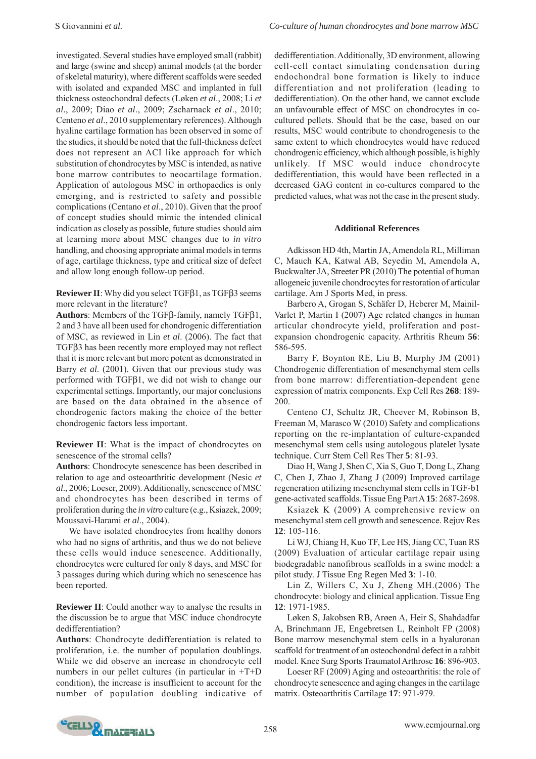investigated. Several studies have employed small (rabbit) and large (swine and sheep) animal models (at the border of skeletal maturity), where different scaffolds were seeded with isolated and expanded MSC and implanted in full thickness osteochondral defects (Løken *et al*., 2008; Li *et al*., 2009; Diao *et al*., 2009; Zscharnack *et al*., 2010; Centeno *et al*., 2010 supplementary references). Although hyaline cartilage formation has been observed in some of the studies, it should be noted that the full-thickness defect does not represent an ACI like approach for which substitution of chondrocytes by MSC is intended, as native bone marrow contributes to neocartilage formation. Application of autologous MSC in orthopaedics is only emerging, and is restricted to safety and possible complications (Centano *et al*., 2010). Given that the proof of concept studies should mimic the intended clinical indication as closely as possible, future studies should aim at learning more about MSC changes due to *in vitro* handling, and choosing appropriate animal models in terms of age, cartilage thickness, type and critical size of defect and allow long enough follow-up period.

**Reviewer II**: Why did you select TGFβ1, as TGFβ3 seems more relevant in the literature?

**Authors**: Members of the TGFβ-family, namely TGFβ1, 2 and 3 have all been used for chondrogenic differentiation of MSC, as reviewed in Lin *et al*. (2006). The fact that TGFβ3 has been recently more employed may not reflect that it is more relevant but more potent as demonstrated in Barry *et al*. (2001). Given that our previous study was performed with TGFβ1, we did not wish to change our experimental settings. Importantly, our major conclusions are based on the data obtained in the absence of chondrogenic factors making the choice of the better chondrogenic factors less important.

**Reviewer II**: What is the impact of chondrocytes on senescence of the stromal cells?

**Authors**: Chondrocyte senescence has been described in relation to age and osteoarthritic development (Nesic *et al*., 2006; Loeser, 2009). Additionally, senescence of MSC and chondrocytes has been described in terms of proliferation during the *in vitro* culture (e.g., Ksiazek, 2009; Moussavi-Harami *et al*., 2004).

We have isolated chondrocytes from healthy donors who had no signs of arthritis, and thus we do not believe these cells would induce senescence. Additionally, chondrocytes were cultured for only 8 days, and MSC for 3 passages during which during which no senescence has been reported.

**Reviewer II**: Could another way to analyse the results in the discussion be to argue that MSC induce chondrocyte dedifferentiation?

**Authors**: Chondrocyte dedifferentiation is related to proliferation, i.e. the number of population doublings. While we did observe an increase in chondrocyte cell numbers in our pellet cultures (in particular in +T+D condition), the increase is insufficient to account for the number of population doubling indicative of dedifferentiation. Additionally, 3D environment, allowing cell-cell contact simulating condensation during endochondral bone formation is likely to induce differentiation and not proliferation (leading to dedifferentiation). On the other hand, we cannot exclude an unfavourable effect of MSC on chondrocytes in co-cultured pellets. Should that be the case, based on our results, MSC would contribute to chondrogenesis to the same extent to which chondrocytes would have reduced chondrogenic efficiency, which although possible, is highly unlikely. If MSC would induce chondrocyte dedifferentiation, this would have been reflected in a decreased GAG content in co-cultures compared to the predicted values, what was not the case in the present study.

## Additional References

Adkisson HD 4th, Martin JA, Amendola RL, Milliman C, Mauch KA, Katwal AB, Seyedin M, Amendola A, Buckwalter JA, Streeter PR (2010) The potential of human allogeneic juvenile chondrocytes for restoration of articular cartilage. Am J Sports Med, in press.

Barbero A, Grogan S, Schäfer D, Heberer M, Mainil-Varlet P, Martin I (2007) Age related changes in human articular chondrocyte yield, proliferation and post-expansion chondrogenic capacity. Arthritis Rheum **56**: 586-595.

Barry F, Boynton RE, Liu B, Murphy JM (2001) Chondrogenic differentiation of mesenchymal stem cells from bone marrow: differentiation-dependent gene expression of matrix components. Exp Cell Res **268**: 189-200.

Centeno CJ, Schultz JR, Cheever M, Robinson B, Freeman M, Marasco W (2010) Safety and complications reporting on the re-implantation of culture-expanded mesenchymal stem cells using autologous platelet lysate technique. Curr Stem Cell Res Ther **5**: 81-93.

Diao H, Wang J, Shen C, Xia S, Guo T, Dong L, Zhang C, Chen J, Zhao J, Zhang J (2009) Improved cartilage regeneration utilizing mesenchymal stem cells in TGF-b1 gene-activated scaffolds. Tissue Eng Part A **15**: 2687-2698.

Ksiazek K (2009) A comprehensive review on mesenchymal stem cell growth and senescence. Rejuv Res **12**: 105-116.

Li WJ, Chiang H, Kuo TF, Lee HS, Jiang CC, Tuan RS (2009) Evaluation of articular cartilage repair using biodegradable nanofibrous scaffolds in a swine model: a pilot study. J Tissue Eng Regen Med **3**: 1-10.

Lin Z, Willers C, Xu J, Zheng MH.(2006) The chondrocyte: biology and clinical application. Tissue Eng **12**: 1971-1985.

Løken S, Jakobsen RB, Arøen A, Heir S, Shahdadfar A, Brinchmann JE, Engebretsen L, Reinholt FP (2008) Bone marrow mesenchymal stem cells in a hyaluronan scaffold for treatment of an osteochondral defect in a rabbit model. Knee Surg Sports Traumatol Arthrosc **16**: 896-903.

Loeser RF (2009) Aging and osteoarthritis: the role of chondrocyte senescence and aging changes in the cartilage matrix. Osteoarthritis Cartilage **17**: 971-979.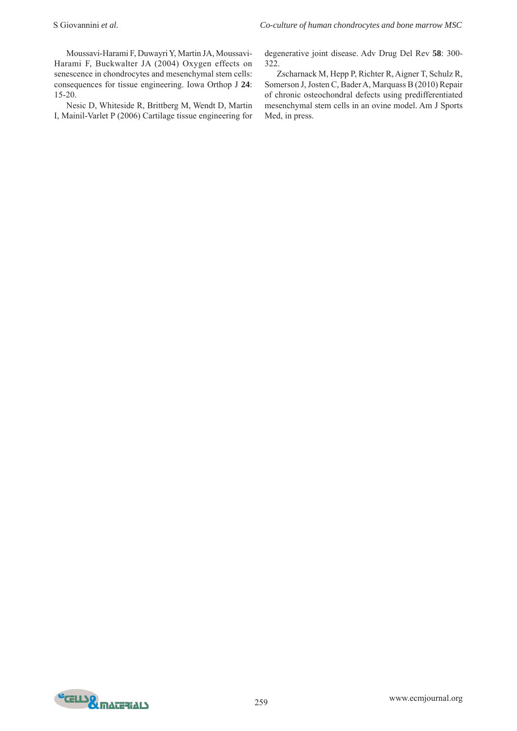Moussavi-Harami F, Duwayri Y, Martin JA, Moussavi-Harami F, Buckwalter JA (2004) Oxygen effects on senescence in chondrocytes and mesenchymal stem cells: consequences for tissue engineering. Iowa Orthop J **24**: 15-20.

Nesic D, Whiteside R, Brittberg M, Wendt D, Martin I, Mainil-Varlet P (2006) Cartilage tissue engineering for degenerative joint disease. Adv Drug Del Rev **58**: 300-322.

Zscharnack M, Hepp P, Richter R, Aigner T, Schulz R, Somerson J, Josten C, Bader A, Marquass B (2010) Repair of chronic osteochondral defects using predifferentiated mesenchymal stem cells in an ovine model. Am J Sports Med, in press.